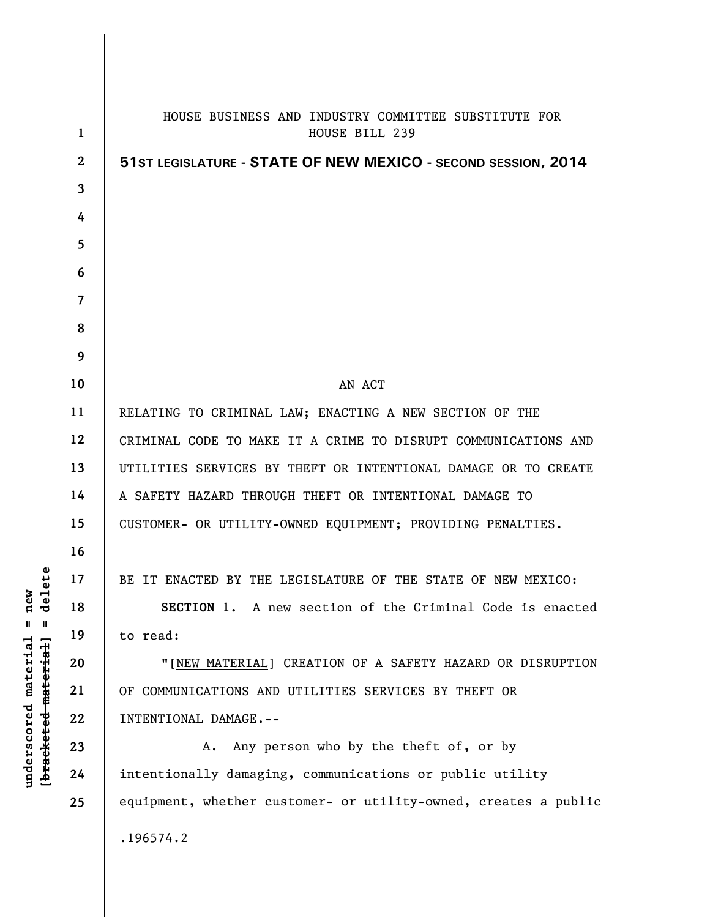HOUSE BUSINESS AND INDUSTRY COMMITTEE SUBSTITUTE FOR HOUSE BILL 239

**51ST LEGISLATURE - STATE OF NEW MEXICO - SECOND SESSION, 2014**

AN ACT

RELATING TO CRIMINAL LAW; ENACTING A NEW SECTION OF THE CRIMINAL CODE TO MAKE IT A CRIME TO DISRUPT COMMUNICATIONS AND UTILITIES SERVICES BY THEFT OR INTENTIONAL DAMAGE OR TO CREATE A SAFETY HAZARD THROUGH THEFT OR INTENTIONAL DAMAGE TO CUSTOMER- OR UTILITY-OWNED EQUIPMENT; PROVIDING PENALTIES.

BE IT ENACTED BY THE LEGISLATURE OF THE STATE OF NEW MEXICO:

**SECTION 1.** A new section of the Criminal Code is enacted to read:

"[NEW MATERIAL] CREATION OF A SAFETY HAZARD OR DISRUPTION OF COMMUNICATIONS AND UTILITIES SERVICES BY THEFT OR INTENTIONAL DAMAGE.--

A. Any person who by the theft of, or by intentionally damaging, communications or public utility equipment, whether customer- or utility-owned, creates a public

.196574.2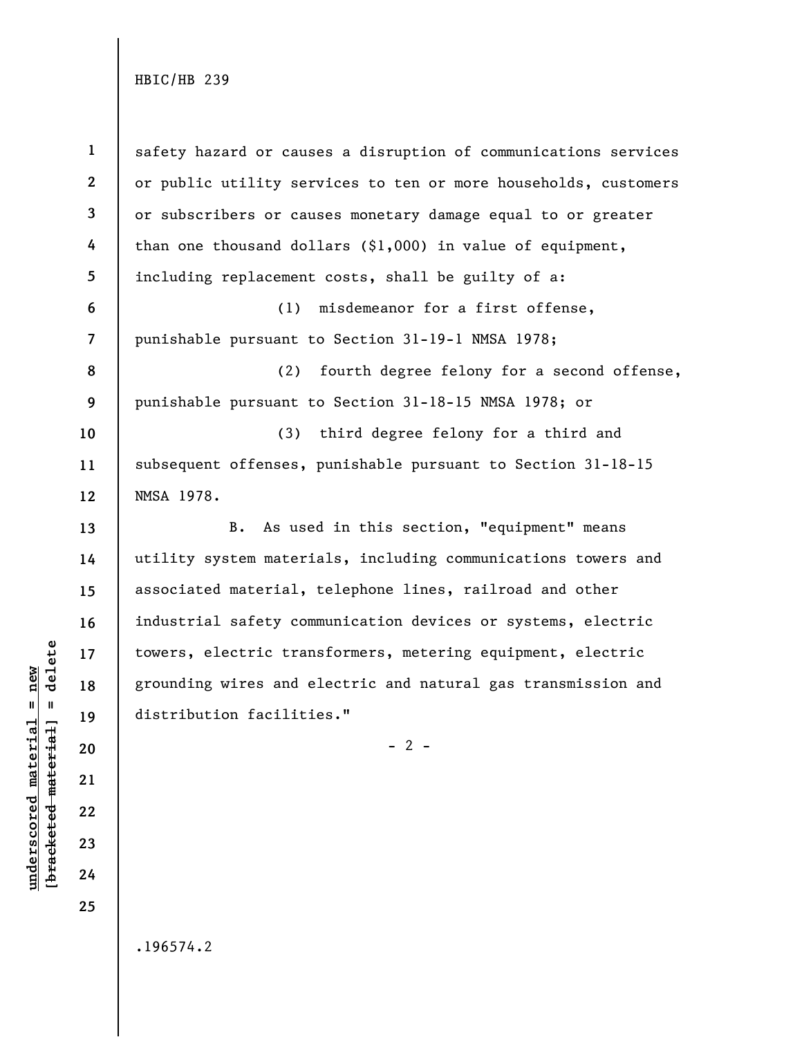safety hazard or causes a disruption of communications services or public utility services to ten or more households, customers or subscribers or causes monetary damage equal to or greater than one thousand dollars ($1,000) in value of equipment, including replacement costs, shall be guilty of a:

(1) misdemeanor for a first offense, punishable pursuant to Section 31-19-1 NMSA 1978;

(2) fourth degree felony for a second offense, punishable pursuant to Section 31-18-15 NMSA 1978; or

(3) third degree felony for a third and subsequent offenses, punishable pursuant to Section 31-18-15 NMSA 1978.

B. As used in this section, "equipment" means utility system materials, including communications towers and associated material, telephone lines, railroad and other industrial safety communication devices or systems, electric towers, electric transformers, metering equipment, electric grounding wires and electric and natural gas transmission and distribution facilities."